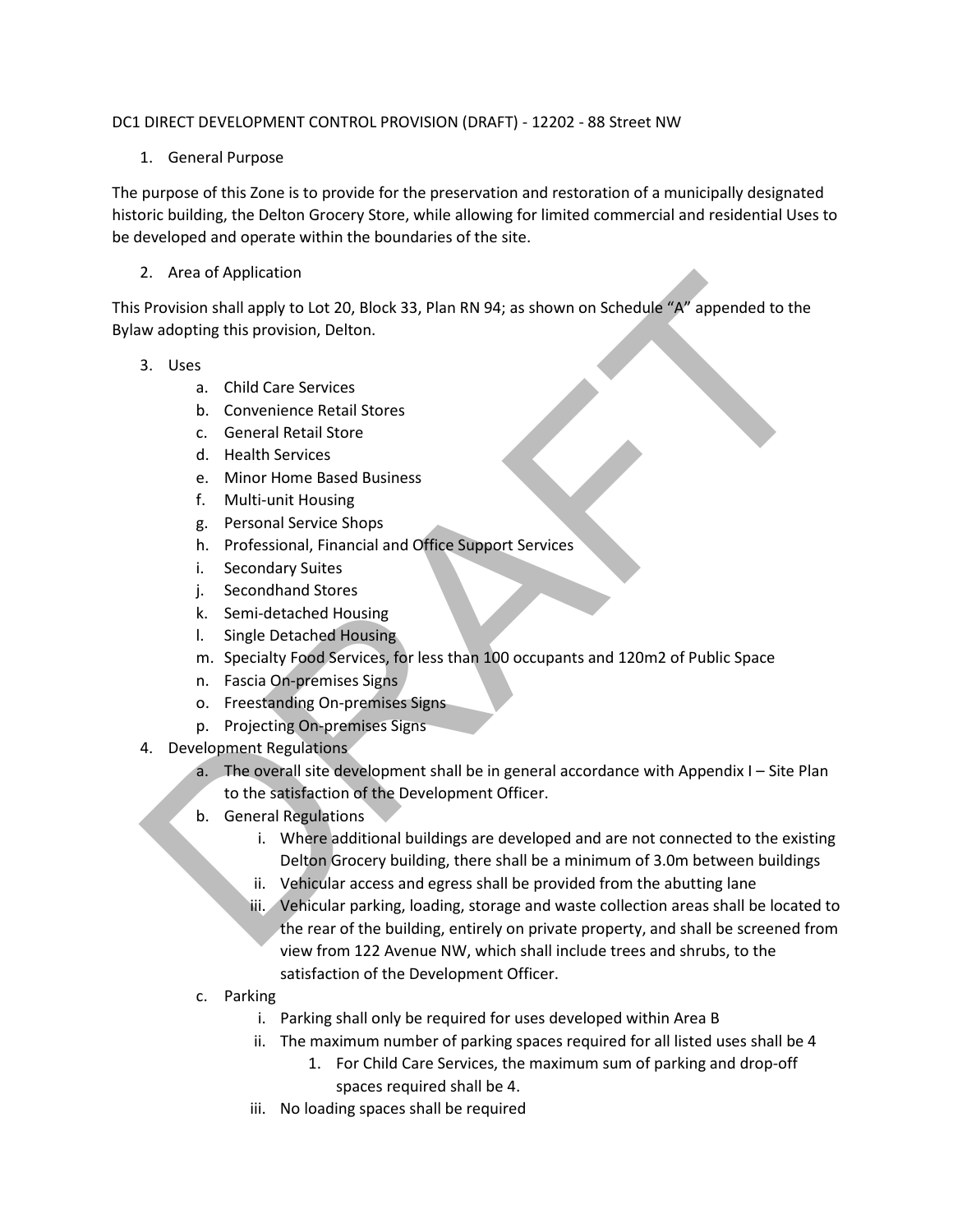DC1 DIRECT DEVELOPMENT CONTROL PROVISION (DRAFT) - 12202 - 88 Street NW

1. General Purpose

The purpose of this Zone is to provide for the preservation and restoration of a municipally designated historic building, the Delton Grocery Store, while allowing for limited commercial and residential Uses to be developed and operate within the boundaries of the site.

2. Area of Application

This Provision shall apply to Lot 20, Block 33, Plan RN 94; as shown on Schedule "A" appended to the Bylaw adopting this provision, Delton.

3. Uses
   a. Child Care Services
   b. Convenience Retail Stores
   c. General Retail Store
   d. Health Services
   e. Minor Home Based Business
   f. Multi-unit Housing
   g. Personal Service Shops
   h. Professional, Financial and Office Support Services
   i. Secondary Suites
   j. Secondhand Stores
   k. Semi-detached Housing
   l. Single Detached Housing
   m. Specialty Food Services, for less than 100 occupants and 120m2 of Public Space
   n. Fascia On-premises Signs
   o. Freestanding On-premises Signs
   p. Projecting On-premises Signs
4. Development Regulations
   a. The overall site development shall be in general accordance with Appendix I – Site Plan to the satisfaction of the Development Officer.
   b. General Regulations
      i. Where additional buildings are developed and are not connected to the existing Delton Grocery building, there shall be a minimum of 3.0m between buildings
      ii. Vehicular access and egress shall be provided from the abutting lane
      iii. Vehicular parking, loading, storage and waste collection areas shall be located to the rear of the building, entirely on private property, and shall be screened from view from 122 Avenue NW, which shall include trees and shrubs, to the satisfaction of the Development Officer.
   c. Parking
      i. Parking shall only be required for uses developed within Area B
      ii. The maximum number of parking spaces required for all listed uses shall be 4
         1. For Child Care Services, the maximum sum of parking and drop-off spaces required shall be 4.
      iii. No loading spaces shall be required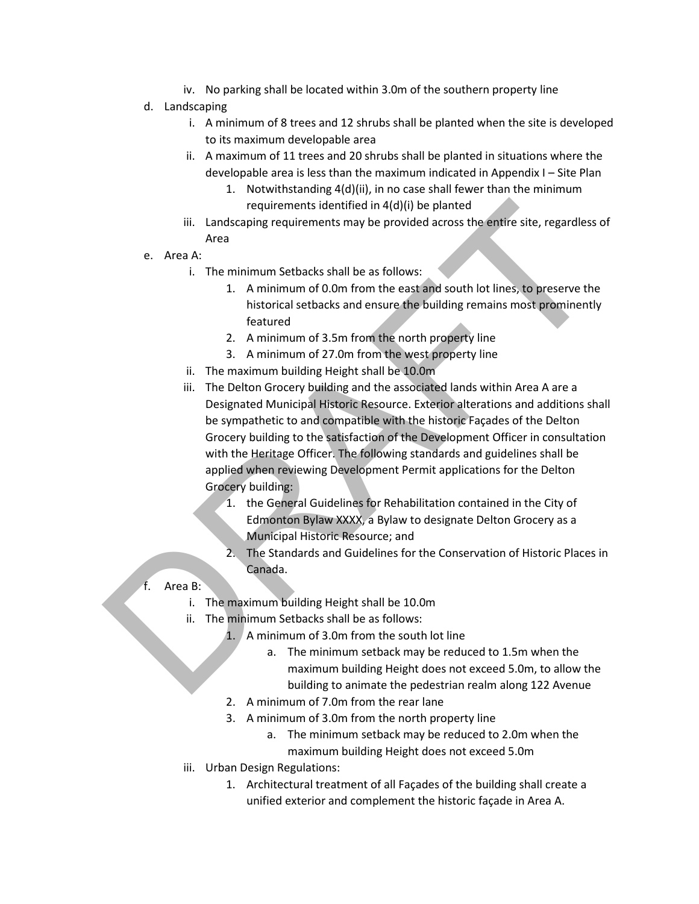iv. No parking shall be located within 3.0m of the southern property line

d. Landscaping
   i. A minimum of 8 trees and 12 shrubs shall be planted when the site is developed to its maximum developable area
   ii. A maximum of 11 trees and 20 shrubs shall be planted in situations where the developable area is less than the maximum indicated in Appendix I – Site Plan
      1. Notwithstanding 4(d)(ii), in no case shall fewer than the minimum requirements identified in 4(d)(i) be planted
   iii. Landscaping requirements may be provided across the entire site, regardless of Area

e. Area A:
   i. The minimum Setbacks shall be as follows:
      1. A minimum of 0.0m from the east and south lot lines, to preserve the historical setbacks and ensure the building remains most prominently featured
      2. A minimum of 3.5m from the north property line
      3. A minimum of 27.0m from the west property line
   ii. The maximum building Height shall be 10.0m
   iii. The Delton Grocery building and the associated lands within Area A are a Designated Municipal Historic Resource. Exterior alterations and additions shall be sympathetic to and compatible with the historic Façades of the Delton Grocery building to the satisfaction of the Development Officer in consultation with the Heritage Officer. The following standards and guidelines shall be applied when reviewing Development Permit applications for the Delton Grocery building:
      1. the General Guidelines for Rehabilitation contained in the City of Edmonton Bylaw XXXX, a Bylaw to designate Delton Grocery as a Municipal Historic Resource; and
      2. The Standards and Guidelines for the Conservation of Historic Places in Canada.

f. Area B:
   i. The maximum building Height shall be 10.0m
   ii. The minimum Setbacks shall be as follows:
      1. A minimum of 3.0m from the south lot line
         a. The minimum setback may be reduced to 1.5m when the maximum building Height does not exceed 5.0m, to allow the building to animate the pedestrian realm along 122 Avenue
      2. A minimum of 7.0m from the rear lane
      3. A minimum of 3.0m from the north property line
         a. The minimum setback may be reduced to 2.0m when the maximum building Height does not exceed 5.0m
   iii. Urban Design Regulations:
      1. Architectural treatment of all Façades of the building shall create a unified exterior and complement the historic façade in Area A.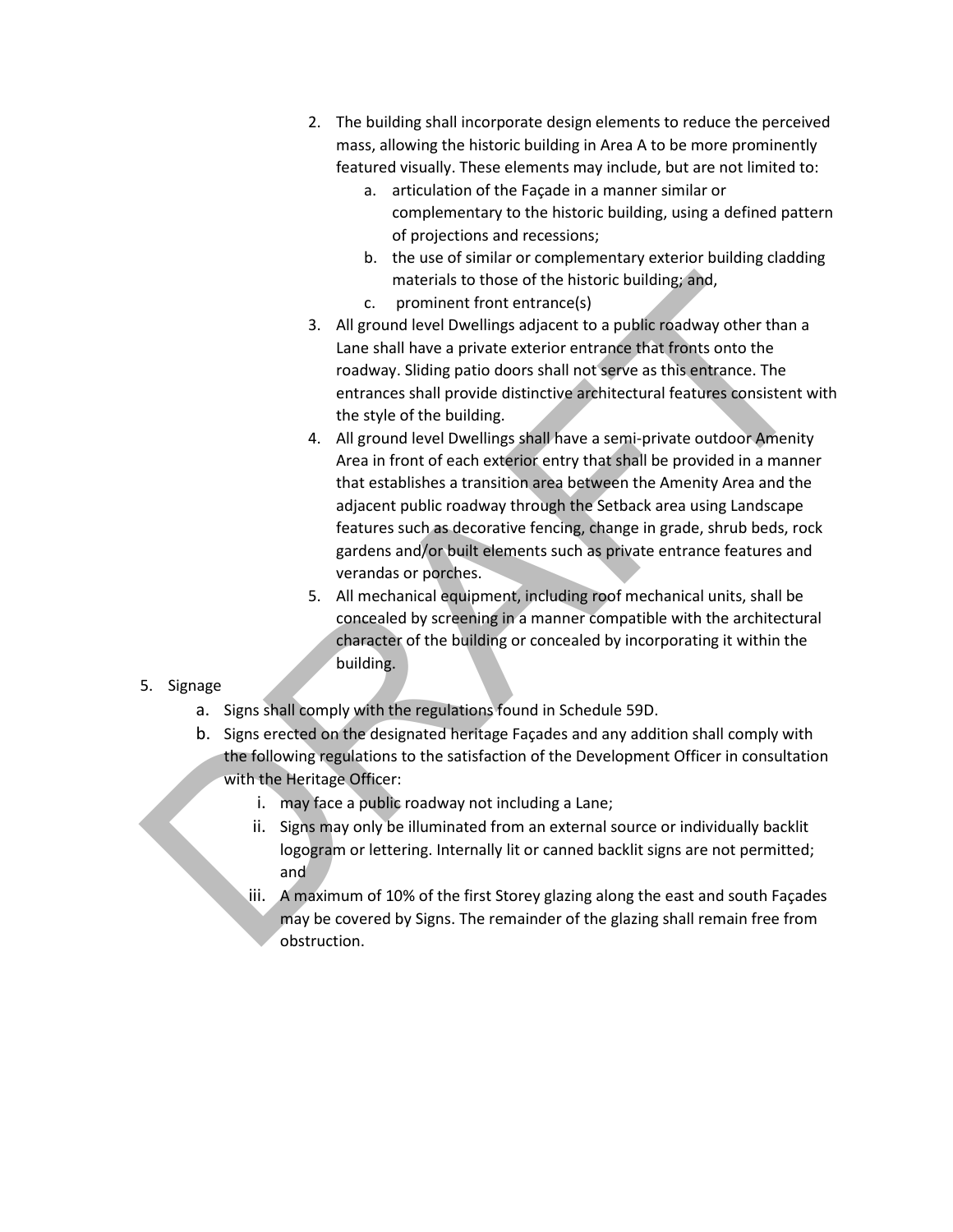2. The building shall incorporate design elements to reduce the perceived mass, allowing the historic building in Area A to be more prominently featured visually. These elements may include, but are not limited to:
    a. articulation of the Façade in a manner similar or complementary to the historic building, using a defined pattern of projections and recessions;
    b. the use of similar or complementary exterior building cladding materials to those of the historic building; and,
    c. prominent front entrance(s)
3. All ground level Dwellings adjacent to a public roadway other than a Lane shall have a private exterior entrance that fronts onto the roadway. Sliding patio doors shall not serve as this entrance. The entrances shall provide distinctive architectural features consistent with the style of the building.
4. All ground level Dwellings shall have a semi-private outdoor Amenity Area in front of each exterior entry that shall be provided in a manner that establishes a transition area between the Amenity Area and the adjacent public roadway through the Setback area using Landscape features such as decorative fencing, change in grade, shrub beds, rock gardens and/or built elements such as private entrance features and verandas or porches.
5. All mechanical equipment, including roof mechanical units, shall be concealed by screening in a manner compatible with the architectural character of the building or concealed by incorporating it within the building.

5. Signage
    a. Signs shall comply with the regulations found in Schedule 59D.
    b. Signs erected on the designated heritage Façades and any addition shall comply with the following regulations to the satisfaction of the Development Officer in consultation with the Heritage Officer:
        i. may face a public roadway not including a Lane;
        ii. Signs may only be illuminated from an external source or individually backlit logogram or lettering. Internally lit or canned backlit signs are not permitted; and
        iii. A maximum of 10% of the first Storey glazing along the east and south Façades may be covered by Signs. The remainder of the glazing shall remain free from obstruction.